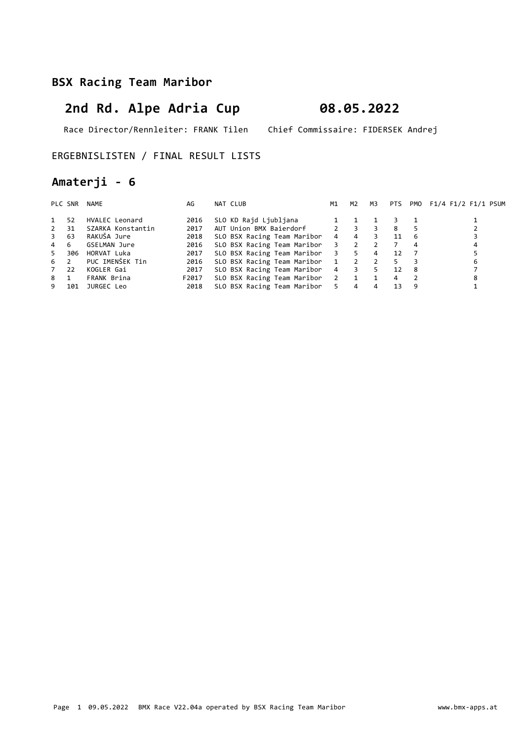## BSX Racing Team Maribor

# 2nd Rd. Alpe Adria Cup 08.05.2022

Race Director/Rennleiter: FRANK Tilen Chief Commissaire: FIDERSEK Andrej

ERGEBNISLISTEN / FINAL RESULT LISTS

## Amaterji - 6

| PLC | SNR | NAME | AG | NAT | CLUB | M1 | M2 | M3 | PTS | PMO | F1/4 | F1/2 | F1/1 | PSUM |
|---|---|---|---|---|---|---|---|---|---|---|---|---|---|---|
| 1 | 52 | HVALEC Leonard | 2016 | SLO | KD Rajd Ljubljana | 1 | 1 | 1 | 3 | 1 | | | 1 | |
| 2 | 31 | SZARKA Konstantin | 2017 | AUT | Union BMX Baierdorf | 2 | 3 | 3 | 8 | 5 | | | 2 | |
| 3 | 63 | RAKUŠA Jure | 2018 | SLO | BSX Racing Team Maribor | 4 | 4 | 3 | 11 | 6 | | | 3 | |
| 4 | 6 | GSELMAN Jure | 2016 | SLO | BSX Racing Team Maribor | 3 | 2 | 2 | 7 | 4 | | | 4 | |
| 5 | 306 | HORVAT Luka | 2017 | SLO | BSX Racing Team Maribor | 3 | 5 | 4 | 12 | 7 | | | 5 | |
| 6 | 2 | PUC IMENŠEK Tin | 2016 | SLO | BSX Racing Team Maribor | 1 | 2 | 2 | 5 | 3 | | | 6 | |
| 7 | 22 | KOGLER Gai | 2017 | SLO | BSX Racing Team Maribor | 4 | 3 | 5 | 12 | 8 | | | 7 | |
| 8 | 1 | FRANK Brina | F2017 | SLO | BSX Racing Team Maribor | 2 | 1 | 1 | 4 | 2 | | | 8 | |
| 9 | 101 | JURGEC Leo | 2018 | SLO | BSX Racing Team Maribor | 5 | 4 | 4 | 13 | 9 | | | 1 | |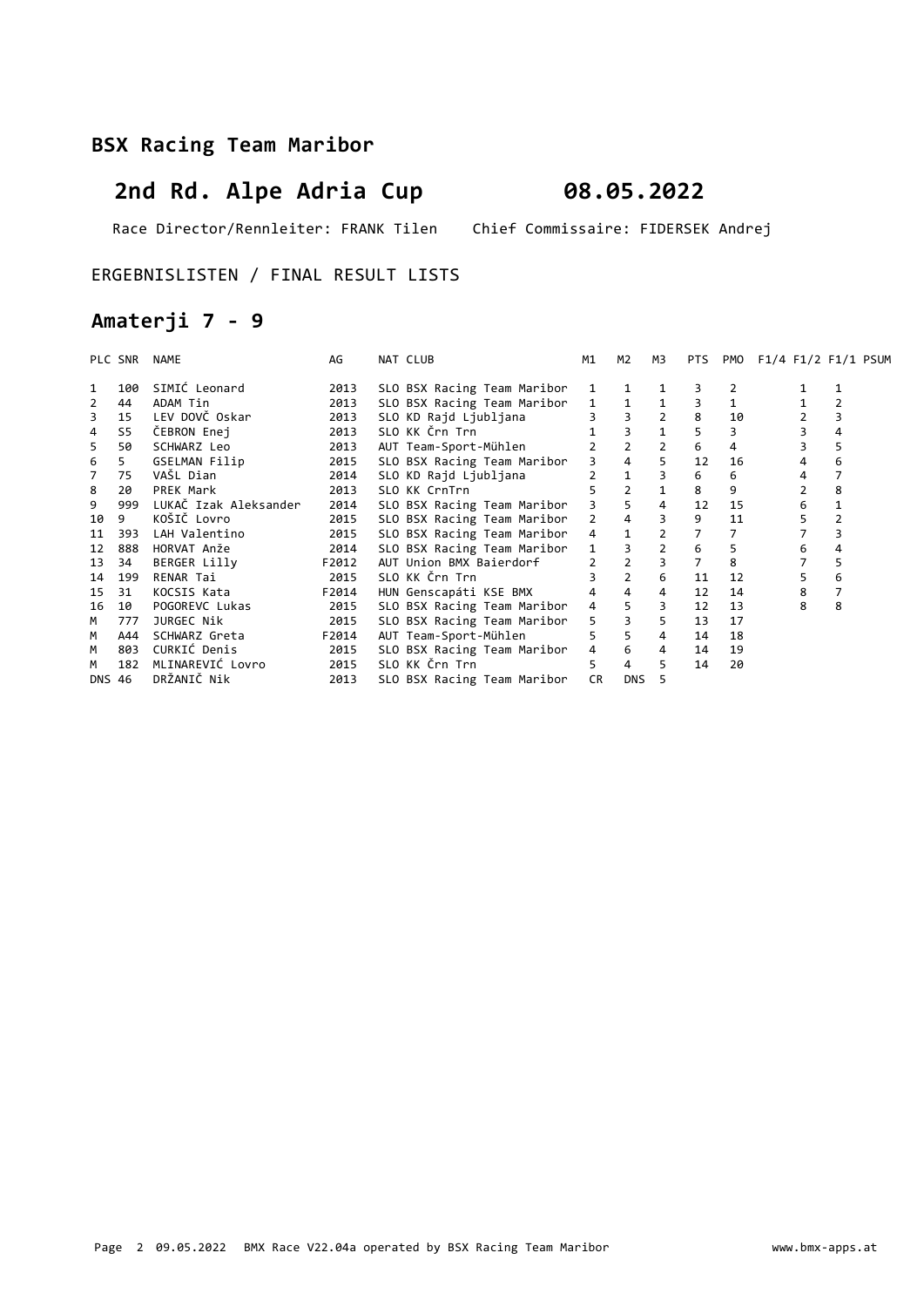## BSX Racing Team Maribor

# 2nd Rd. Alpe Adria Cup 08.05.2022

Race Director/Rennleiter: FRANK Tilen Chief Commissaire: FIDERSEK Andrej

ERGEBNISLISTEN / FINAL RESULT LISTS

## Amaterji 7 - 9

| PLC | SNR | NAME | AG | NAT | CLUB | M1 | M2 | M3 | PTS | PMO | F1/4 | F1/2 | F1/1 | PSUM |
|---|---|---|---|---|---|---|---|---|---|---|---|---|---|---|
| 1 | 100 | SIMIĆ Leonard | 2013 | SLO | BSX Racing Team Maribor | 1 | 1 | 1 | 3 | 2 | | 1 | 1 | |
| 2 | 44 | ADAM Tin | 2013 | SLO | BSX Racing Team Maribor | 1 | 1 | 1 | 3 | 1 | | 1 | 2 | |
| 3 | 15 | LEV DOVČ Oskar | 2013 | SLO | KD Rajd Ljubljana | 3 | 3 | 2 | 8 | 10 | | 2 | 3 | |
| 4 | S5 | ČEBRON Enej | 2013 | SLO | KK Črn Trn | 1 | 3 | 1 | 5 | 3 | | 3 | 4 | |
| 5 | 50 | SCHWARZ Leo | 2013 | AUT | Team-Sport-Mühlen | 2 | 2 | 2 | 6 | 4 | | 3 | 5 | |
| 6 | 5 | GSELMAN Filip | 2015 | SLO | BSX Racing Team Maribor | 3 | 4 | 5 | 12 | 16 | | 4 | 6 | |
| 7 | 75 | VAŠL Dian | 2014 | SLO | KD Rajd Ljubljana | 2 | 1 | 3 | 6 | 6 | | 4 | 7 | |
| 8 | 20 | PREK Mark | 2013 | SLO | KK CrnTrn | 5 | 2 | 1 | 8 | 9 | | 2 | 8 | |
| 9 | 999 | LUKAČ Izak Aleksander | 2014 | SLO | BSX Racing Team Maribor | 3 | 5 | 4 | 12 | 15 | | 6 | 1 | |
| 10 | 9 | KOŠIČ Lovro | 2015 | SLO | BSX Racing Team Maribor | 2 | 4 | 3 | 9 | 11 | | 5 | 2 | |
| 11 | 393 | LAH Valentino | 2015 | SLO | BSX Racing Team Maribor | 4 | 1 | 2 | 7 | 7 | | 7 | 3 | |
| 12 | 888 | HORVAT Anže | 2014 | SLO | BSX Racing Team Maribor | 1 | 3 | 2 | 6 | 5 | | 6 | 4 | |
| 13 | 34 | BERGER Lilly | F2012 | AUT | Union BMX Baierdorf | 2 | 2 | 3 | 7 | 8 | | 7 | 5 | |
| 14 | 199 | RENAR Tai | 2015 | SLO | KK Črn Trn | 3 | 2 | 6 | 11 | 12 | | 5 | 6 | |
| 15 | 31 | KOCSIS Kata | F2014 | HUN | Genscapáti KSE BMX | 4 | 4 | 4 | 12 | 14 | | 8 | 7 | |
| 16 | 10 | POGOREVC Lukas | 2015 | SLO | BSX Racing Team Maribor | 4 | 5 | 3 | 12 | 13 | | 8 | 8 | |
| M | 777 | JURGEC Nik | 2015 | SLO | BSX Racing Team Maribor | 5 | 3 | 5 | 13 | 17 | | | | |
| M | A44 | SCHWARZ Greta | F2014 | AUT | Team-Sport-Mühlen | 5 | 5 | 4 | 14 | 18 | | | | |
| M | 803 | CURKIĆ Denis | 2015 | SLO | BSX Racing Team Maribor | 4 | 6 | 4 | 14 | 19 | | | | |
| M | 182 | MLINAREVIĆ Lovro | 2015 | SLO | KK Črn Trn | 5 | 4 | 5 | 14 | 20 | | | | |
| DNS | 46 | DRŽANIČ Nik | 2013 | SLO | BSX Racing Team Maribor | CR | DNS | 5 | | | | | | |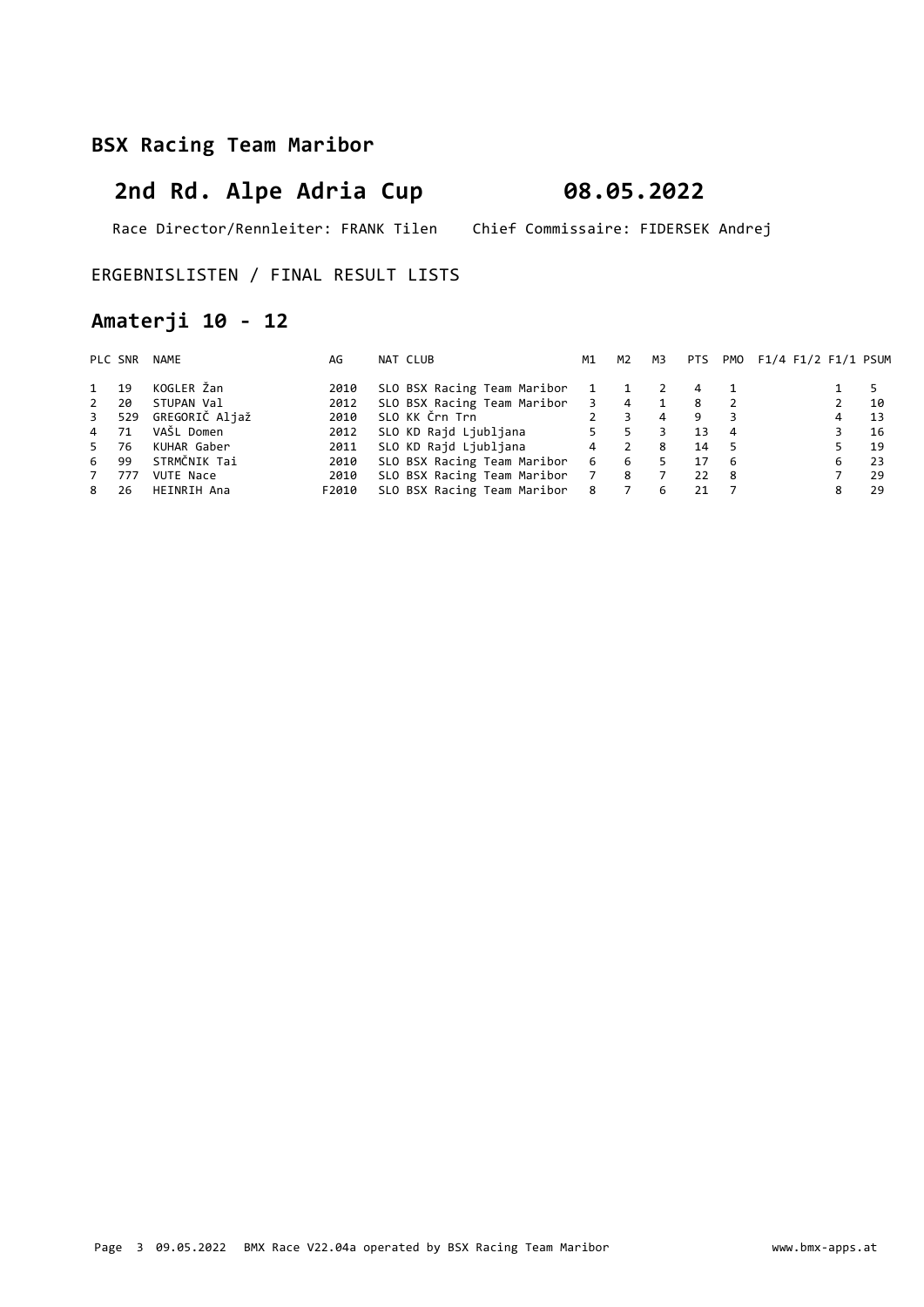## BSX Racing Team Maribor

# 2nd Rd. Alpe Adria Cup 08.05.2022

Race Director/Rennleiter: FRANK Tilen Chief Commissaire: FIDERSEK Andrej

ERGEBNISLISTEN / FINAL RESULT LISTS

## Amaterji 10 - 12

| PLC | SNR | NAME | AG | NAT | CLUB | M1 | M2 | M3 | PTS | PMO | F1/4 | F1/2 | F1/1 | PSUM |
|---|---|---|---|---|---|---|---|---|---|---|---|---|---|---|
| 1 | 19 | KOGLER Žan | 2010 | SLO | BSX Racing Team Maribor | 1 | 1 | 2 | 4 | 1 | | | 1 | 5 |
| 2 | 20 | STUPAN Val | 2012 | SLO | BSX Racing Team Maribor | 3 | 4 | 1 | 8 | 2 | | | 2 | 10 |
| 3 | 529 | GREGORIČ Aljaž | 2010 | SLO | KK Črn Trn | 2 | 3 | 4 | 9 | 3 | | | 4 | 13 |
| 4 | 71 | VAŠL Domen | 2012 | SLO | KD Rajd Ljubljana | 5 | 5 | 3 | 13 | 4 | | | 3 | 16 |
| 5 | 76 | KUHAR Gaber | 2011 | SLO | KD Rajd Ljubljana | 4 | 2 | 8 | 14 | 5 | | | 5 | 19 |
| 6 | 99 | STRMČNIK Tai | 2010 | SLO | BSX Racing Team Maribor | 6 | 6 | 5 | 17 | 6 | | | 6 | 23 |
| 7 | 777 | VUTE Nace | 2010 | SLO | BSX Racing Team Maribor | 7 | 8 | 7 | 22 | 8 | | | 7 | 29 |
| 8 | 26 | HEINRIH Ana | F2010 | SLO | BSX Racing Team Maribor | 8 | 7 | 6 | 21 | 7 | | | 8 | 29 |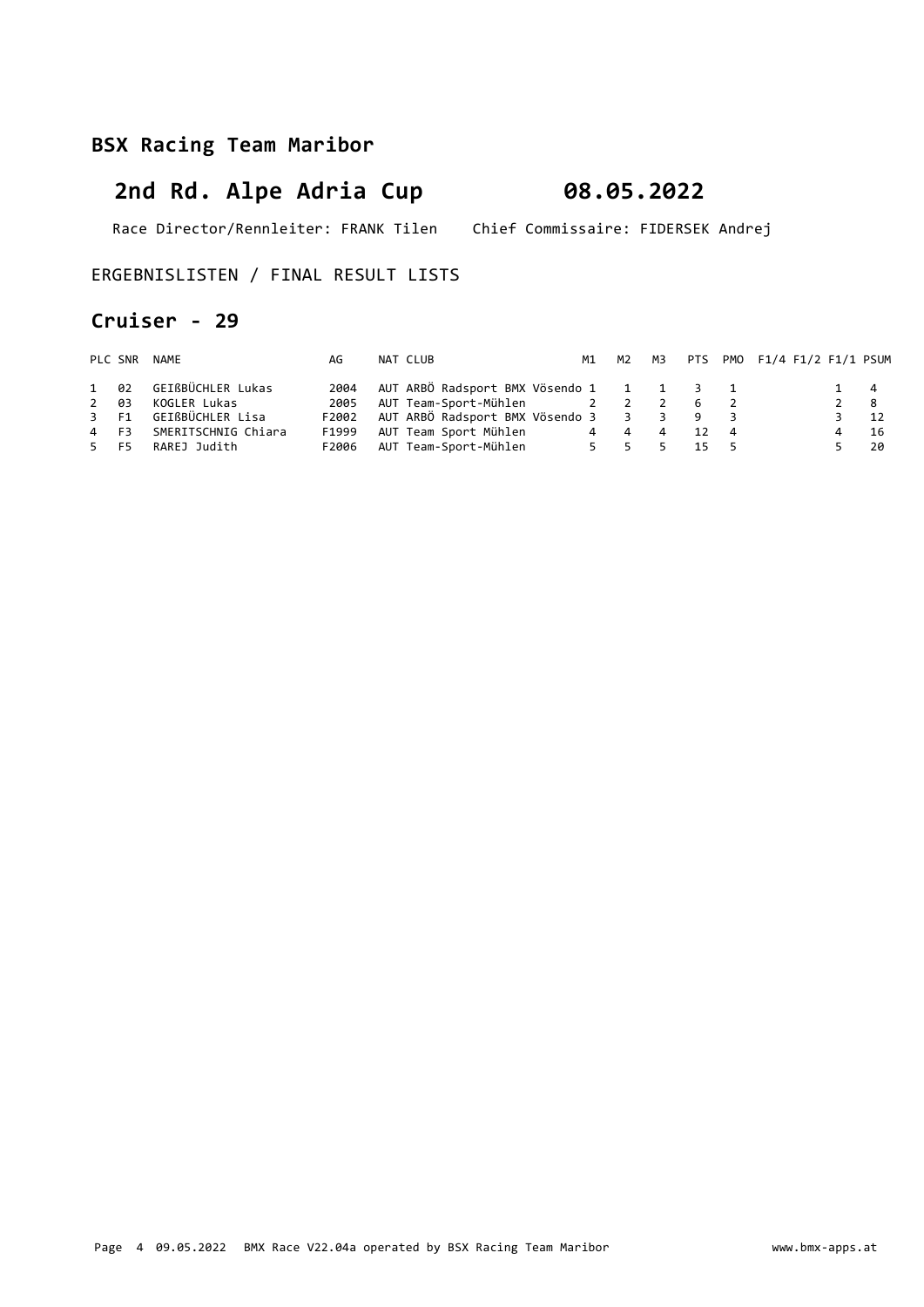## BSX Racing Team Maribor

# 2nd Rd. Alpe Adria Cup 08.05.2022

Race Director/Rennleiter: FRANK Tilen    Chief Commissaire: FIDERSEK Andrej

ERGEBNISLISTEN / FINAL RESULT LISTS

## Cruiser - 29

| PLC | SNR | NAME | AG | NAT | CLUB | M1 | M2 | M3 | PTS | PMO | F1/4 | F1/2 | F1/1 | PSUM |
|---|---|---|---|---|---|---|---|---|---|---|---|---|---|---|
| 1 | 02 | GEIßBÜCHLER Lukas | 2004 | AUT | ARBÖ Radsport BMX Vösendo | 1 | 1 | 1 | 3 | 1 | | | 1 | 4 |
| 2 | 03 | KOGLER Lukas | 2005 | AUT | Team-Sport-Mühlen | 2 | 2 | 2 | 6 | 2 | | | 2 | 8 |
| 3 | F1 | GEIßBÜCHLER Lisa | F2002 | AUT | ARBÖ Radsport BMX Vösendo | 3 | 3 | 3 | 9 | 3 | | | 3 | 12 |
| 4 | F3 | SMERITSCHNIG Chiara | F1999 | AUT | Team Sport Mühlen | 4 | 4 | 4 | 12 | 4 | | | 4 | 16 |
| 5 | F5 | RAREJ Judith | F2006 | AUT | Team-Sport-Mühlen | 5 | 5 | 5 | 15 | 5 | | | 5 | 20 |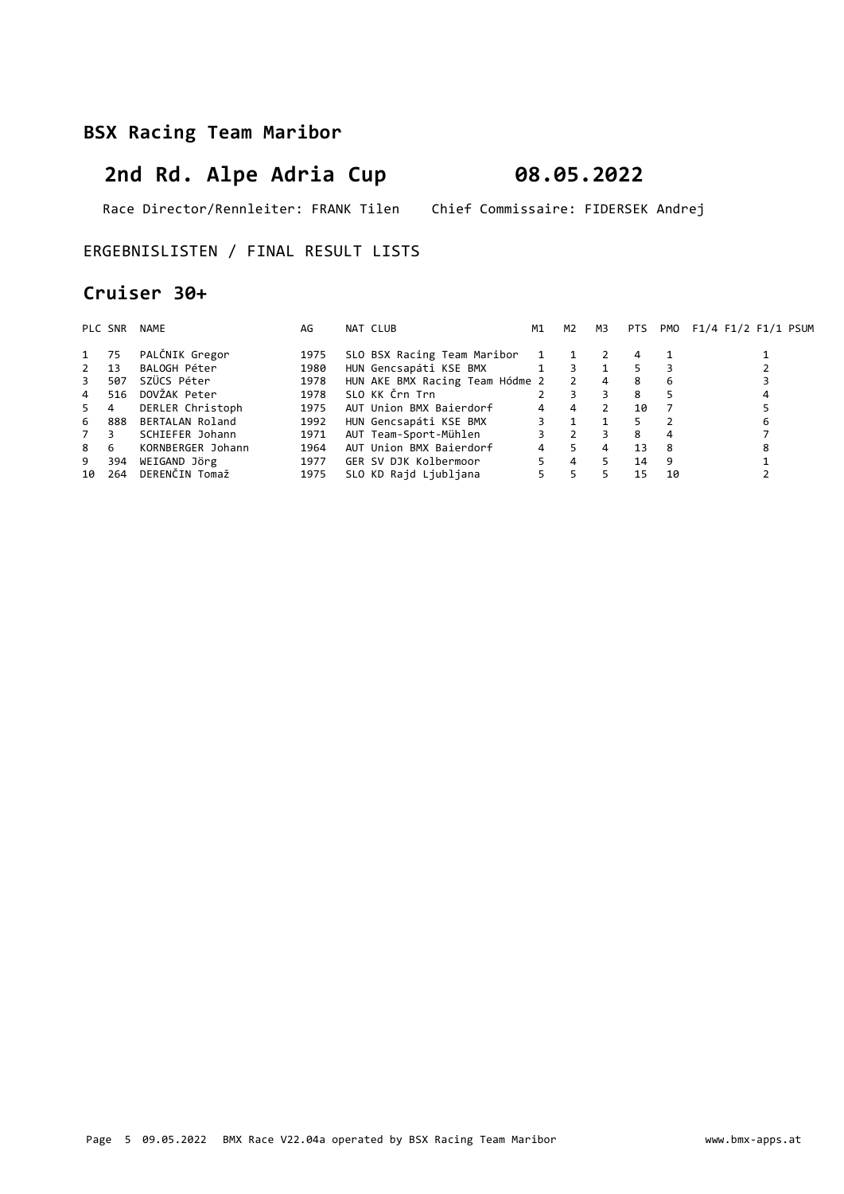## BSX Racing Team Maribor

# 2nd Rd. Alpe Adria Cup 08.05.2022

Race Director/Rennleiter: FRANK Tilen Chief Commissaire: FIDERSEK Andrej

ERGEBNISLISTEN / FINAL RESULT LISTS

## Cruiser 30+

| PLC | SNR | NAME | AG | NAT | CLUB | M1 | M2 | M3 | PTS | PMO | F1/4 | F1/2 | F1/1 | PSUM |
|---|---|---|---|---|---|---|---|---|---|---|---|---|---|---|
| 1 | 75 | PALČNIK Gregor | 1975 | SLO | BSX Racing Team Maribor | 1 | 1 | 2 | 4 | 1 | | | 1 | |
| 2 | 13 | BALOGH Péter | 1980 | HUN | Gencsapáti KSE BMX | 1 | 3 | 1 | 5 | 3 | | | 2 | |
| 3 | 507 | SZÜCS Péter | 1978 | HUN | AKE BMX Racing Team Hódme | 2 | 2 | 4 | 8 | 6 | | | 3 | |
| 4 | 516 | DOVŽAK Peter | 1978 | SLO | KK Črn Trn | 2 | 3 | 3 | 8 | 5 | | | 4 | |
| 5 | 4 | DERLER Christoph | 1975 | AUT | Union BMX Baierdorf | 4 | 4 | 2 | 10 | 7 | | | 5 | |
| 6 | 888 | BERTALAN Roland | 1992 | HUN | Gencsapáti KSE BMX | 3 | 1 | 1 | 5 | 2 | | | 6 | |
| 7 | 3 | SCHIEFER Johann | 1971 | AUT | Team-Sport-Mühlen | 3 | 2 | 3 | 8 | 4 | | | 7 | |
| 8 | 6 | KORNBERGER Johann | 1964 | AUT | Union BMX Baierdorf | 4 | 5 | 4 | 13 | 8 | | | 8 | |
| 9 | 394 | WEIGAND Jörg | 1977 | GER | SV DJK Kolbermoor | 5 | 4 | 5 | 14 | 9 | | | 1 | |
| 10 | 264 | DERENČIN Tomaž | 1975 | SLO | KD Rajd Ljubljana | 5 | 5 | 5 | 15 | 10 | | | 2 | |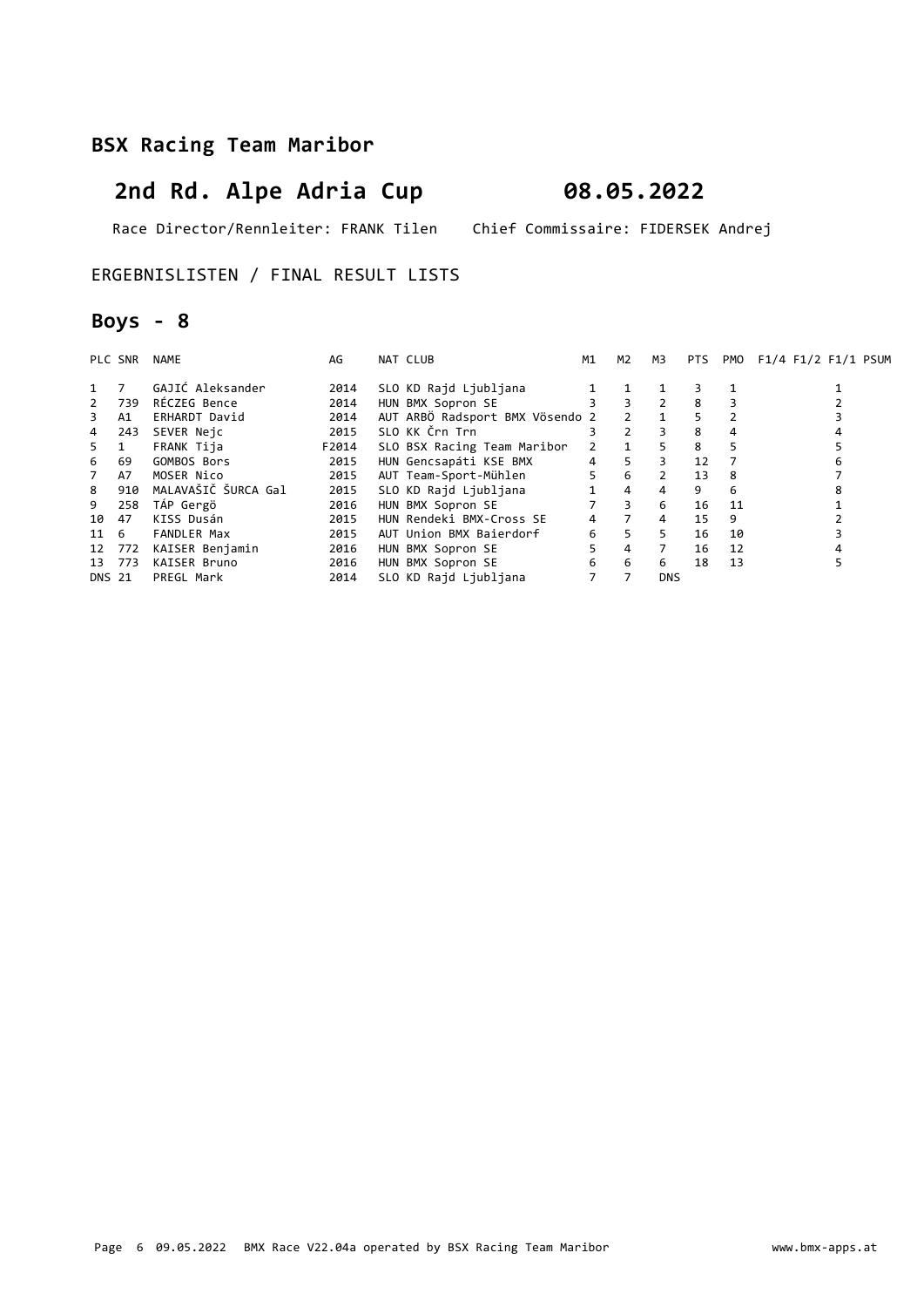## BSX Racing Team Maribor

# 2nd Rd. Alpe Adria Cup 08.05.2022

Race Director/Rennleiter: FRANK Tilen Chief Commissaire: FIDERSEK Andrej

ERGEBNISLISTEN / FINAL RESULT LISTS

## Boys - 8

| PLC | SNR | NAME | AG | NAT | CLUB | M1 | M2 | M3 | PTS | PMO | F1/4 | F1/2 | F1/1 | PSUM |
|---|---|---|---|---|---|---|---|---|---|---|---|---|---|---|
| 1 | 7 | GAJIĆ Aleksander | 2014 | SLO | KD Rajd Ljubljana | 1 | 1 | 1 | 3 | 1 | | | 1 | |
| 2 | 739 | RÉCZEG Bence | 2014 | HUN | BMX Sopron SE | 3 | 3 | 2 | 8 | 3 | | | 2 | |
| 3 | A1 | ERHARDT David | 2014 | AUT | ARBÖ Radsport BMX Vösendo | 2 | 2 | 1 | 5 | 2 | | | 3 | |
| 4 | 243 | SEVER Nejc | 2015 | SLO | KK Črn Trn | 3 | 2 | 3 | 8 | 4 | | | 4 | |
| 5 | 1 | FRANK Tija | F2014 | SLO | BSX Racing Team Maribor | 2 | 1 | 5 | 8 | 5 | | | 5 | |
| 6 | 69 | GOMBOS Bors | 2015 | HUN | Gencsapáti KSE BMX | 4 | 5 | 3 | 12 | 7 | | | 6 | |
| 7 | A7 | MOSER Nico | 2015 | AUT | Team-Sport-Mühlen | 5 | 6 | 2 | 13 | 8 | | | 7 | |
| 8 | 910 | MALAVAŠIČ ŠURCA Gal | 2015 | SLO | KD Rajd Ljubljana | 1 | 4 | 4 | 9 | 6 | | | 8 | |
| 9 | 258 | TÁP Gergö | 2016 | HUN | BMX Sopron SE | 7 | 3 | 6 | 16 | 11 | | | 1 | |
| 10 | 47 | KISS Dusán | 2015 | HUN | Rendeki BMX-Cross SE | 4 | 7 | 4 | 15 | 9 | | | 2 | |
| 11 | 6 | FANDLER Max | 2015 | AUT | Union BMX Baierdorf | 6 | 5 | 5 | 16 | 10 | | | 3 | |
| 12 | 772 | KAISER Benjamin | 2016 | HUN | BMX Sopron SE | 5 | 4 | 7 | 16 | 12 | | | 4 | |
| 13 | 773 | KAISER Bruno | 2016 | HUN | BMX Sopron SE | 6 | 6 | 6 | 18 | 13 | | | 5 | |
| DNS | 21 | PREGL Mark | 2014 | SLO | KD Rajd Ljubljana | 7 | 7 | DNS | | | | | | |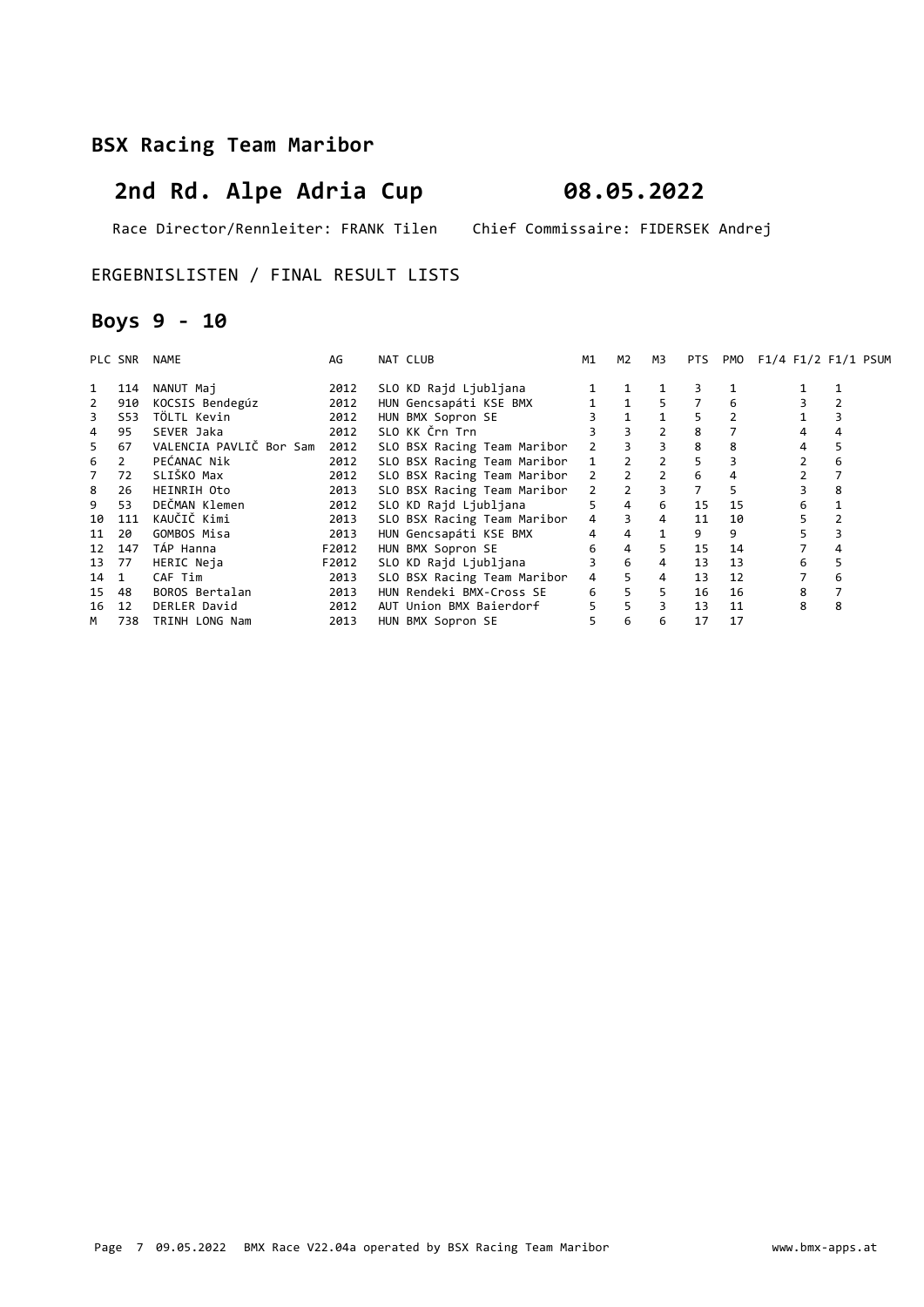## BSX Racing Team Maribor

# 2nd Rd. Alpe Adria Cup 08.05.2022

Race Director/Rennleiter: FRANK Tilen Chief Commissaire: FIDERSEK Andrej

ERGEBNISLISTEN / FINAL RESULT LISTS

## Boys 9 - 10

| PLC | SNR | NAME | AG | NAT | CLUB | M1 | M2 | M3 | PTS | PMO | F1/4 | F1/2 | F1/1 | PSUM |
|---|---|---|---|---|---|---|---|---|---|---|---|---|---|---|
| 1 | 114 | NANUT Maj | 2012 | SLO | KD Rajd Ljubljana | 1 | 1 | 1 | 3 | 1 | | 1 | 1 | |
| 2 | 910 | KOCSIS Bendegúz | 2012 | HUN | Gencsapáti KSE BMX | 1 | 1 | 5 | 7 | 6 | | 3 | 2 | |
| 3 | S53 | TÖLTL Kevin | 2012 | HUN | BMX Sopron SE | 3 | 1 | 1 | 5 | 2 | | 1 | 3 | |
| 4 | 95 | SEVER Jaka | 2012 | SLO | KK Črn Trn | 3 | 3 | 2 | 8 | 7 | | 4 | 4 | |
| 5 | 67 | VALENCIA PAVLIČ Bor Sam | 2012 | SLO | BSX Racing Team Maribor | 2 | 3 | 3 | 8 | 8 | | 4 | 5 | |
| 6 | 2 | PEĆANAC Nik | 2012 | SLO | BSX Racing Team Maribor | 1 | 2 | 2 | 5 | 3 | | 2 | 6 | |
| 7 | 72 | SLIŠKO Max | 2012 | SLO | BSX Racing Team Maribor | 2 | 2 | 2 | 6 | 4 | | 2 | 7 | |
| 8 | 26 | HEINRIH Oto | 2013 | SLO | BSX Racing Team Maribor | 2 | 2 | 3 | 7 | 5 | | 3 | 8 | |
| 9 | 53 | DEČMAN Klemen | 2012 | SLO | KD Rajd Ljubljana | 5 | 4 | 6 | 15 | 15 | | 6 | 1 | |
| 10 | 111 | KAUČIČ Kimi | 2013 | SLO | BSX Racing Team Maribor | 4 | 3 | 4 | 11 | 10 | | 5 | 2 | |
| 11 | 20 | GOMBOS Misa | 2013 | HUN | Gencsapáti KSE BMX | 4 | 4 | 1 | 9 | 9 | | 5 | 3 | |
| 12 | 147 | TÁP Hanna | F2012 | HUN | BMX Sopron SE | 6 | 4 | 5 | 15 | 14 | | 7 | 4 | |
| 13 | 77 | HERIC Neja | F2012 | SLO | KD Rajd Ljubljana | 3 | 6 | 4 | 13 | 13 | | 6 | 5 | |
| 14 | 1 | CAF Tim | 2013 | SLO | BSX Racing Team Maribor | 4 | 5 | 4 | 13 | 12 | | 7 | 6 | |
| 15 | 48 | BOROS Bertalan | 2013 | HUN | Rendeki BMX-Cross SE | 6 | 5 | 5 | 16 | 16 | | 8 | 7 | |
| 16 | 12 | DERLER David | 2012 | AUT | Union BMX Baierdorf | 5 | 5 | 3 | 13 | 11 | | 8 | 8 | |
| M | 738 | TRINH LONG Nam | 2013 | HUN | BMX Sopron SE | 5 | 6 | 6 | 17 | 17 | | | | |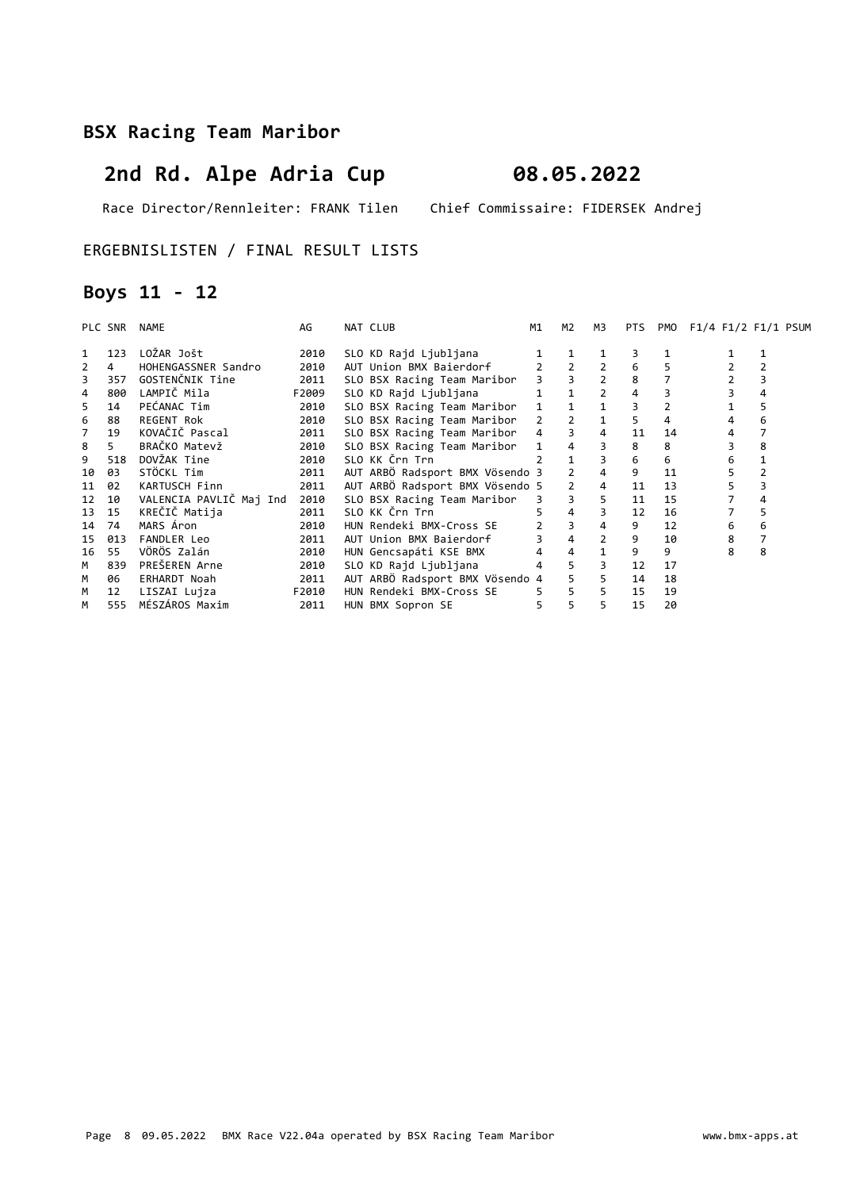## BSX Racing Team Maribor

# 2nd Rd. Alpe Adria Cup 08.05.2022

Race Director/Rennleiter: FRANK Tilen Chief Commissaire: FIDERSEK Andrej

ERGEBNISLISTEN / FINAL RESULT LISTS

## Boys 11 - 12

| PLC | SNR | NAME | AG | NAT | CLUB | M1 | M2 | M3 | PTS | PMO | F1/4 | F1/2 | F1/1 | PSUM |
|---|---|---|---|---|---|---|---|---|---|---|---|---|---|---|
| 1 | 123 | LOŽAR Jošt | 2010 | SLO | KD Rajd Ljubljana | 1 | 1 | 1 | 3 | 1 | | 1 | 1 | |
| 2 | 4 | HOHENGASSNER Sandro | 2010 | AUT | Union BMX Baierdorf | 2 | 2 | 2 | 6 | 5 | | 2 | 2 | |
| 3 | 357 | GOSTENČNIK Tine | 2011 | SLO | BSX Racing Team Maribor | 3 | 3 | 2 | 8 | 7 | | 2 | 3 | |
| 4 | 800 | LAMPIČ Mila | F2009 | SLO | KD Rajd Ljubljana | 1 | 1 | 2 | 4 | 3 | | 3 | 4 | |
| 5 | 14 | PEĆANAC Tim | 2010 | SLO | BSX Racing Team Maribor | 1 | 1 | 1 | 3 | 2 | | 1 | 5 | |
| 6 | 88 | REGENT Rok | 2010 | SLO | BSX Racing Team Maribor | 2 | 2 | 1 | 5 | 4 | | 4 | 6 | |
| 7 | 19 | KOVAČIČ Pascal | 2011 | SLO | BSX Racing Team Maribor | 4 | 3 | 4 | 11 | 14 | | 4 | 7 | |
| 8 | 5 | BRAČKO Matevž | 2010 | SLO | BSX Racing Team Maribor | 1 | 4 | 3 | 8 | 8 | | 3 | 8 | |
| 9 | 518 | DOVŽAK Tine | 2010 | SLO | KK Črn Trn | 2 | 1 | 3 | 6 | 6 | | 6 | 1 | |
| 10 | 03 | STÖCKL Tim | 2011 | AUT | ARBÖ Radsport BMX Vösendo | 3 | 2 | 4 | 9 | 11 | | 5 | 2 | |
| 11 | 02 | KARTUSCH Finn | 2011 | AUT | ARBÖ Radsport BMX Vösendo | 5 | 2 | 4 | 11 | 13 | | 5 | 3 | |
| 12 | 10 | VALENCIA PAVLIČ Maj Ind | 2010 | SLO | BSX Racing Team Maribor | 3 | 3 | 5 | 11 | 15 | | 7 | 4 | |
| 13 | 15 | KREČIČ Matija | 2011 | SLO | KK Črn Trn | 5 | 4 | 3 | 12 | 16 | | 7 | 5 | |
| 14 | 74 | MARS Áron | 2010 | HUN | Rendeki BMX-Cross SE | 2 | 3 | 4 | 9 | 12 | | 6 | 6 | |
| 15 | 013 | FANDLER Leo | 2011 | AUT | Union BMX Baierdorf | 3 | 4 | 2 | 9 | 10 | | 8 | 7 | |
| 16 | 55 | VÖRÖS Zalán | 2010 | HUN | Gencsapáti KSE BMX | 4 | 4 | 1 | 9 | 9 | | 8 | 8 | |
| M | 839 | PREŠEREN Arne | 2010 | SLO | KD Rajd Ljubljana | 4 | 5 | 3 | 12 | 17 | | | | |
| M | 06 | ERHARDT Noah | 2011 | AUT | ARBÖ Radsport BMX Vösendo | 4 | 5 | 5 | 14 | 18 | | | | |
| M | 12 | LISZAI Lujza | F2010 | HUN | Rendeki BMX-Cross SE | 5 | 5 | 5 | 15 | 19 | | | | |
| M | 555 | MÉSZÁROS Maxim | 2011 | HUN | BMX Sopron SE | 5 | 5 | 5 | 15 | 20 | | | | |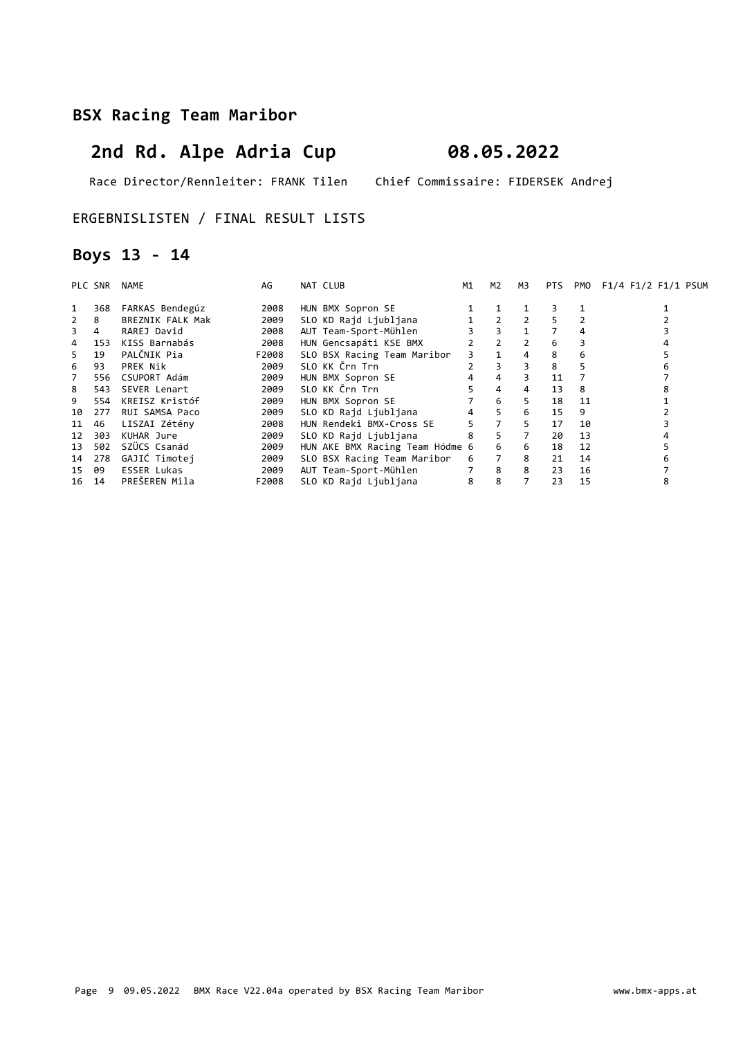## BSX Racing Team Maribor

# 2nd Rd. Alpe Adria Cup 08.05.2022

Race Director/Rennleiter: FRANK Tilen Chief Commissaire: FIDERSEK Andrej

ERGEBNISLISTEN / FINAL RESULT LISTS

## Boys 13 - 14

| PLC | SNR | NAME | AG | NAT | CLUB | M1 | M2 | M3 | PTS | PMO | F1/4 | F1/2 | F1/1 | PSUM |
|---|---|---|---|---|---|---|---|---|---|---|---|---|---|---|
| 1 | 368 | FARKAS Bendegúz | 2008 | HUN | BMX Sopron SE | 1 | 1 | 1 | 3 | 1 | | | 1 | |
| 2 | 8 | BREZNIK FALK Mak | 2009 | SLO | KD Rajd Ljubljana | 1 | 2 | 2 | 5 | 2 | | | 2 | |
| 3 | 4 | RAREJ David | 2008 | AUT | Team-Sport-Mühlen | 3 | 3 | 1 | 7 | 4 | | | 3 | |
| 4 | 153 | KISS Barnabás | 2008 | HUN | Gencsapáti KSE BMX | 2 | 2 | 2 | 6 | 3 | | | 4 | |
| 5 | 19 | PALČNIK Pia | F2008 | SLO | BSX Racing Team Maribor | 3 | 1 | 4 | 8 | 6 | | | 5 | |
| 6 | 93 | PREK Nik | 2009 | SLO | KK Črn Trn | 2 | 3 | 3 | 8 | 5 | | | 6 | |
| 7 | 556 | CSUPORT Adám | 2009 | HUN | BMX Sopron SE | 4 | 4 | 3 | 11 | 7 | | | 7 | |
| 8 | 543 | SEVER Lenart | 2009 | SLO | KK Črn Trn | 5 | 4 | 4 | 13 | 8 | | | 8 | |
| 9 | 554 | KREISZ Kristóf | 2009 | HUN | BMX Sopron SE | 7 | 6 | 5 | 18 | 11 | | | 1 | |
| 10 | 277 | RUI SAMSA Paco | 2009 | SLO | KD Rajd Ljubljana | 4 | 5 | 6 | 15 | 9 | | | 2 | |
| 11 | 46 | LISZAI Zétény | 2008 | HUN | Rendeki BMX-Cross SE | 5 | 7 | 5 | 17 | 10 | | | 3 | |
| 12 | 303 | KUHAR Jure | 2009 | SLO | KD Rajd Ljubljana | 8 | 5 | 7 | 20 | 13 | | | 4 | |
| 13 | 502 | SZÜCS Csanád | 2009 | HUN | AKE BMX Racing Team Hódme | 6 | 6 | 6 | 18 | 12 | | | 5 | |
| 14 | 278 | GAJIĆ Timotej | 2009 | SLO | BSX Racing Team Maribor | 6 | 7 | 8 | 21 | 14 | | | 6 | |
| 15 | 09 | ESSER Lukas | 2009 | AUT | Team-Sport-Mühlen | 7 | 8 | 8 | 23 | 16 | | | 7 | |
| 16 | 14 | PREŠEREN Mila | F2008 | SLO | KD Rajd Ljubljana | 8 | 8 | 7 | 23 | 15 | | | 8 | |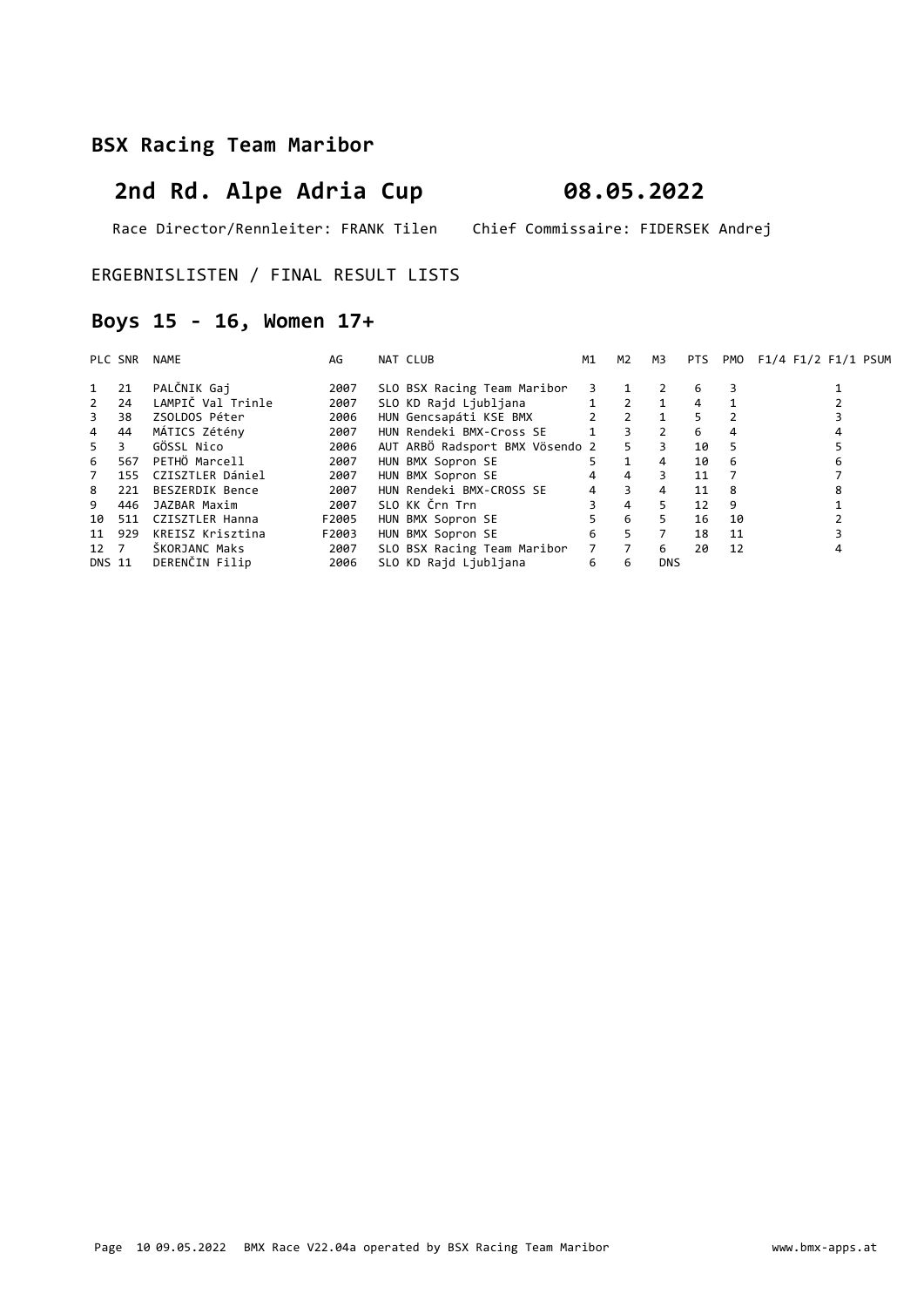## BSX Racing Team Maribor

# 2nd Rd. Alpe Adria Cup 08.05.2022

Race Director/Rennleiter: FRANK Tilen Chief Commissaire: FIDERSEK Andrej

ERGEBNISLISTEN / FINAL RESULT LISTS

## Boys 15 - 16, Women 17+

| PLC | SNR | NAME | AG | NAT | CLUB | M1 | M2 | M3 | PTS | PMO | F1/4 | F1/2 | F1/1 | PSUM |
|---|---|---|---|---|---|---|---|---|---|---|---|---|---|---|
| 1 | 21 | PALČNIK Gaj | 2007 | SLO | BSX Racing Team Maribor | 3 | 1 | 2 | 6 | 3 | | | 1 | |
| 2 | 24 | LAMPIČ Val Trinle | 2007 | SLO | KD Rajd Ljubljana | 1 | 2 | 1 | 4 | 1 | | | 2 | |
| 3 | 38 | ZSOLDOS Péter | 2006 | HUN | Gencsapáti KSE BMX | 2 | 2 | 1 | 5 | 2 | | | 3 | |
| 4 | 44 | MÁTICS Zétény | 2007 | HUN | Rendeki BMX-Cross SE | 1 | 3 | 2 | 6 | 4 | | | 4 | |
| 5 | 3 | GÖSSL Nico | 2006 | AUT | ARBÖ Radsport BMX Vösendo | 2 | 5 | 3 | 10 | 5 | | | 5 | |
| 6 | 567 | PETHÖ Marcell | 2007 | HUN | BMX Sopron SE | 5 | 1 | 4 | 10 | 6 | | | 6 | |
| 7 | 155 | CZISZTLER Dániel | 2007 | HUN | BMX Sopron SE | 4 | 4 | 3 | 11 | 7 | | | 7 | |
| 8 | 221 | BESZERDIK Bence | 2007 | HUN | Rendeki BMX-CROSS SE | 4 | 3 | 4 | 11 | 8 | | | 8 | |
| 9 | 446 | JAZBAR Maxim | 2007 | SLO | KK Črn Trn | 3 | 4 | 5 | 12 | 9 | | | 1 | |
| 10 | 511 | CZISZTLER Hanna | F2005 | HUN | BMX Sopron SE | 5 | 6 | 5 | 16 | 10 | | | 2 | |
| 11 | 929 | KREISZ Krisztina | F2003 | HUN | BMX Sopron SE | 6 | 5 | 7 | 18 | 11 | | | 3 | |
| 12 | 7 | ŠKORJANC Maks | 2007 | SLO | BSX Racing Team Maribor | 7 | 7 | 6 | 20 | 12 | | | 4 | |
| DNS | 11 | DERENČIN Filip | 2006 | SLO | KD Rajd Ljubljana | 6 | 6 | DNS | | | | | | |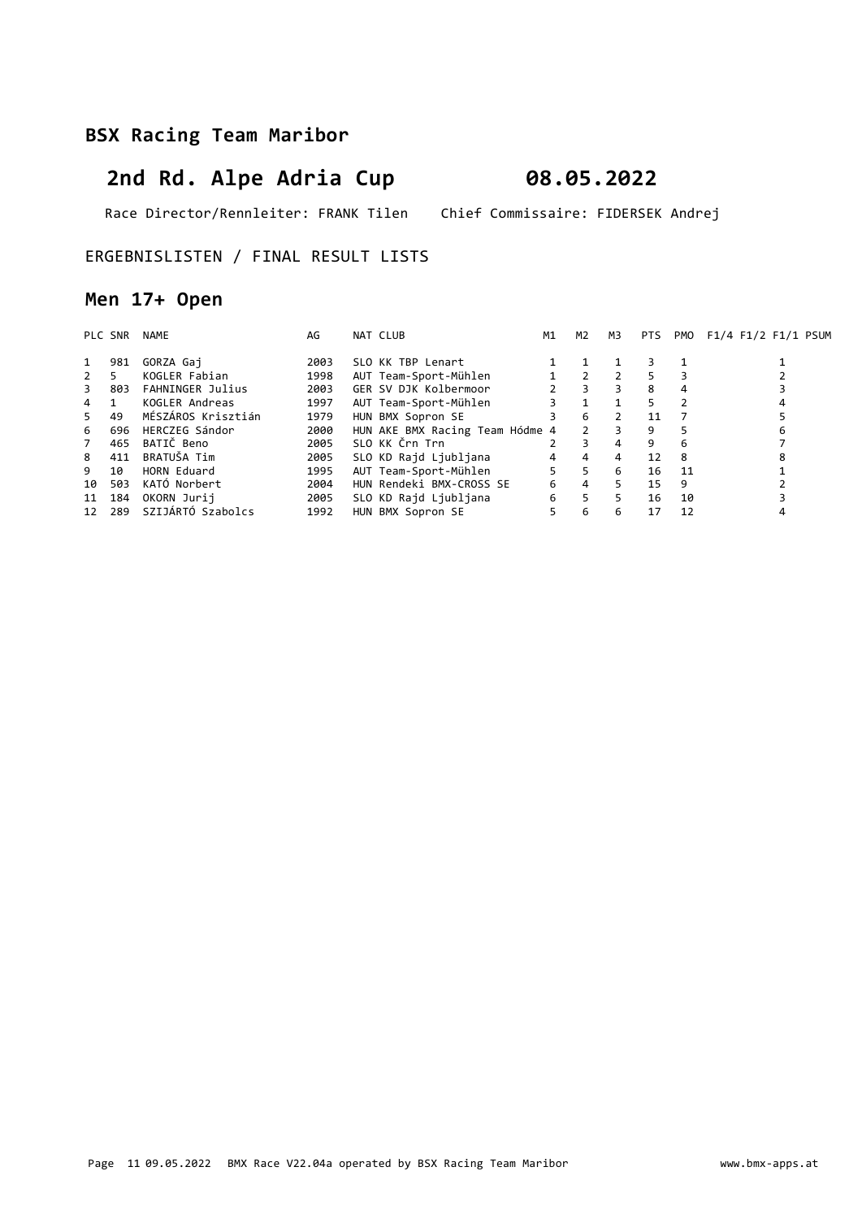## BSX Racing Team Maribor

# 2nd Rd. Alpe Adria Cup 08.05.2022

Race Director/Rennleiter: FRANK Tilen    Chief Commissaire: FIDERSEK Andrej

ERGEBNISLISTEN / FINAL RESULT LISTS

## Men 17+ Open

| PLC | SNR | NAME | AG | NAT | CLUB | M1 | M2 | M3 | PTS | PMO | F1/4 | F1/2 | F1/1 | PSUM |
|---|---|---|---|---|---|---|---|---|---|---|---|---|---|---|
| 1 | 981 | GORZA Gaj | 2003 | SLO | KK TBP Lenart | 1 | 1 | 1 | 3 | 1 | | | 1 | |
| 2 | 5 | KOGLER Fabian | 1998 | AUT | Team-Sport-Mühlen | 1 | 2 | 2 | 5 | 3 | | | 2 | |
| 3 | 803 | FAHNINGER Julius | 2003 | GER | SV DJK Kolbermoor | 2 | 3 | 3 | 8 | 4 | | | 3 | |
| 4 | 1 | KOGLER Andreas | 1997 | AUT | Team-Sport-Mühlen | 3 | 1 | 1 | 5 | 2 | | | 4 | |
| 5 | 49 | MÉSZÁROS Krisztián | 1979 | HUN | BMX Sopron SE | 3 | 6 | 2 | 11 | 7 | | | 5 | |
| 6 | 696 | HERCZEG Sándor | 2000 | HUN | AKE BMX Racing Team Hódme | 4 | 2 | 3 | 9 | 5 | | | 6 | |
| 7 | 465 | BATIČ Beno | 2005 | SLO | KK Črn Trn | 2 | 3 | 4 | 9 | 6 | | | 7 | |
| 8 | 411 | BRATUŠA Tim | 2005 | SLO | KD Rajd Ljubljana | 4 | 4 | 4 | 12 | 8 | | | 8 | |
| 9 | 10 | HORN Eduard | 1995 | AUT | Team-Sport-Mühlen | 5 | 5 | 6 | 16 | 11 | | | 1 | |
| 10 | 503 | KATÓ Norbert | 2004 | HUN | Rendeki BMX-CROSS SE | 6 | 4 | 5 | 15 | 9 | | | 2 | |
| 11 | 184 | OKORN Jurij | 2005 | SLO | KD Rajd Ljubljana | 6 | 5 | 5 | 16 | 10 | | | 3 | |
| 12 | 289 | SZIJÁRTÓ Szabolcs | 1992 | HUN | BMX Sopron SE | 5 | 6 | 6 | 17 | 12 | | | 4 | |

Page 11 09.05.2022 BMX Race V22.04a operated by BSX Racing Team Maribor www.bmx-apps.at